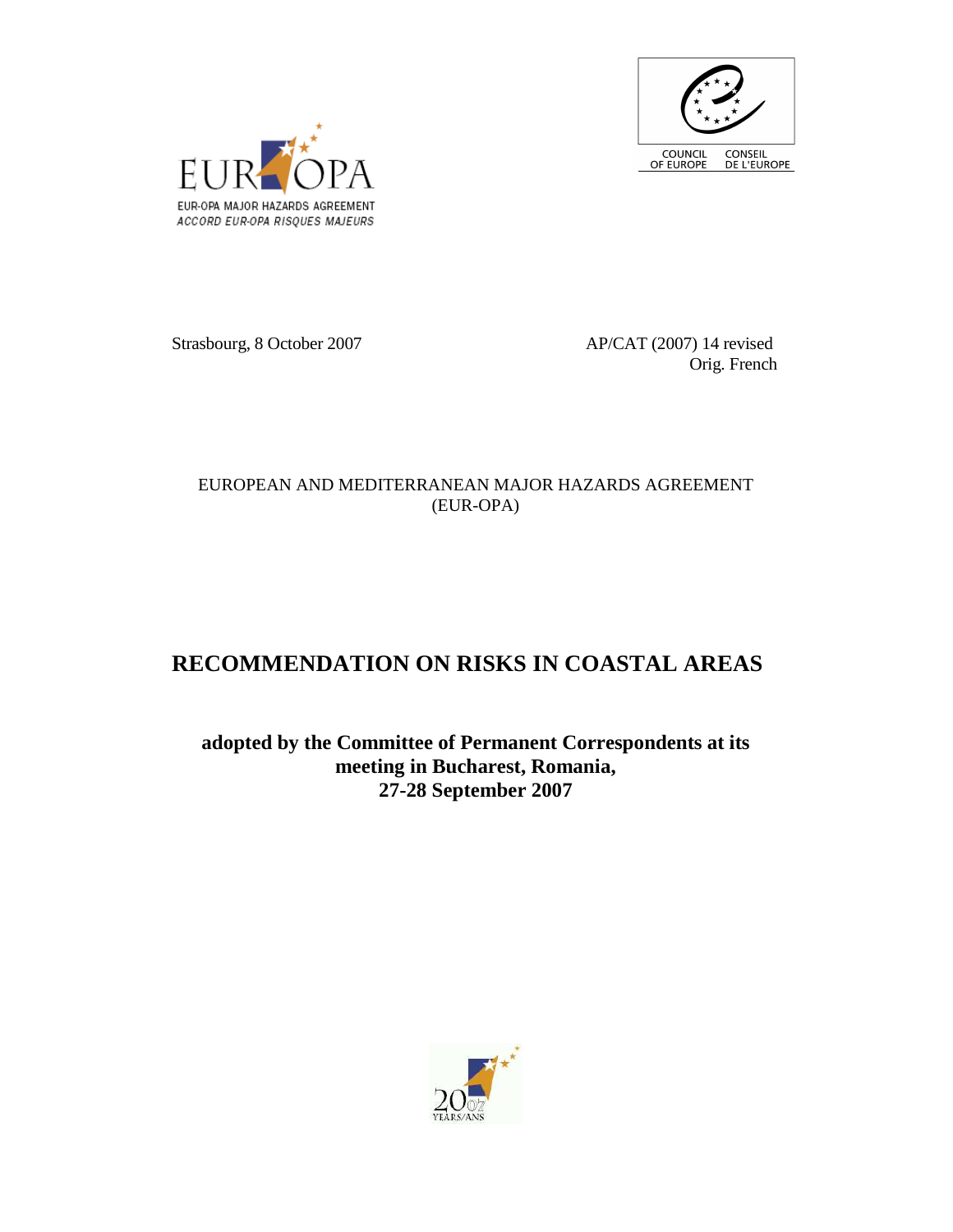EUR-OPA MAJOR HAZARDS AGREEMENT
ACCORD EUR-OPA RISQUES MAJEURS

COUNCIL OF EUROPE — CONSEIL DE L'EUROPE

Strasbourg, 8 October 2007

AP/CAT (2007) 14 revised
Orig. French

EUROPEAN AND MEDITERRANEAN MAJOR HAZARDS AGREEMENT
(EUR-OPA)

# RECOMMENDATION ON RISKS IN COASTAL AREAS

## adopted by the Committee of Permanent Correspondents at its meeting in Bucharest, Romania, 27-28 September 2007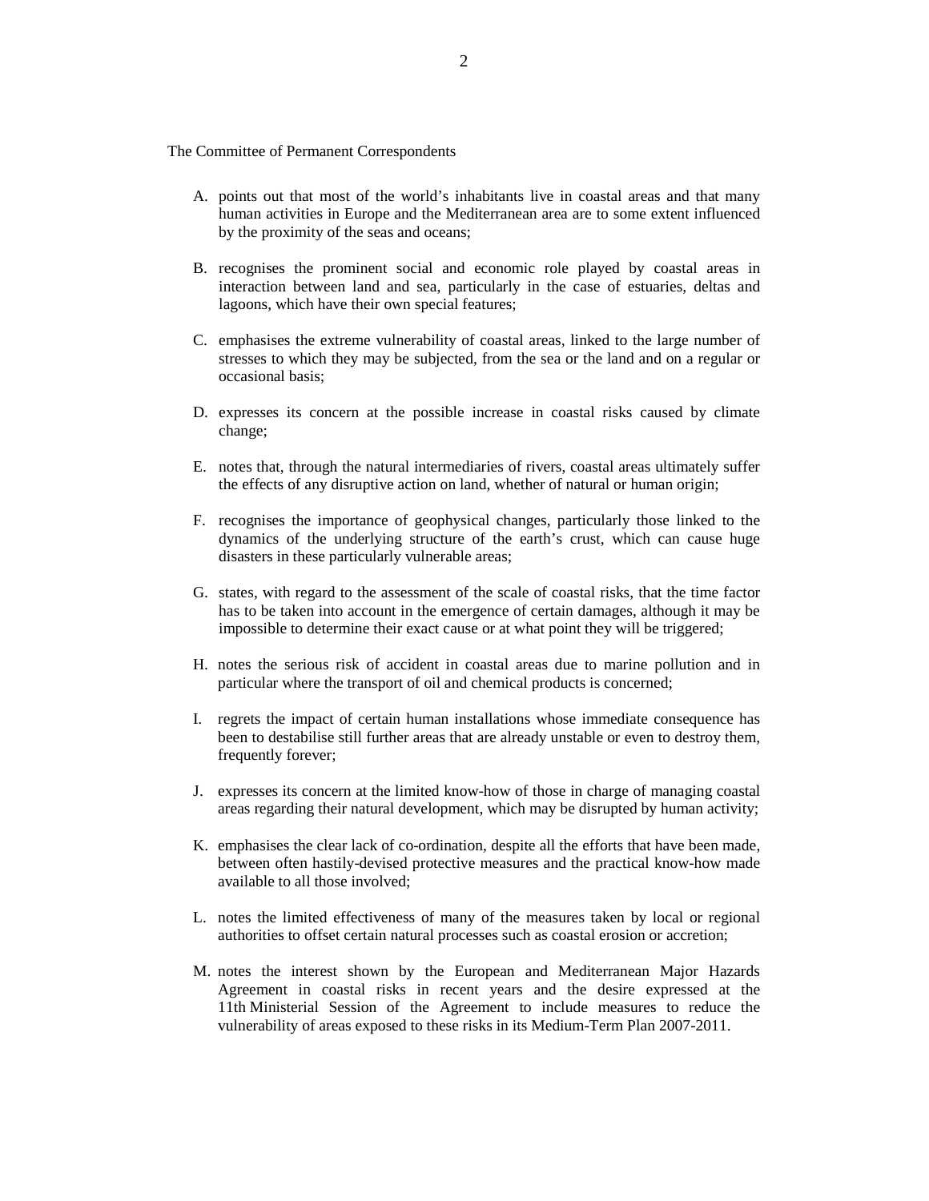The Committee of Permanent Correspondents

A. points out that most of the world's inhabitants live in coastal areas and that many human activities in Europe and the Mediterranean area are to some extent influenced by the proximity of the seas and oceans;

B. recognises the prominent social and economic role played by coastal areas in interaction between land and sea, particularly in the case of estuaries, deltas and lagoons, which have their own special features;

C. emphasises the extreme vulnerability of coastal areas, linked to the large number of stresses to which they may be subjected, from the sea or the land and on a regular or occasional basis;

D. expresses its concern at the possible increase in coastal risks caused by climate change;

E. notes that, through the natural intermediaries of rivers, coastal areas ultimately suffer the effects of any disruptive action on land, whether of natural or human origin;

F. recognises the importance of geophysical changes, particularly those linked to the dynamics of the underlying structure of the earth's crust, which can cause huge disasters in these particularly vulnerable areas;

G. states, with regard to the assessment of the scale of coastal risks, that the time factor has to be taken into account in the emergence of certain damages, although it may be impossible to determine their exact cause or at what point they will be triggered;

H. notes the serious risk of accident in coastal areas due to marine pollution and in particular where the transport of oil and chemical products is concerned;

I. regrets the impact of certain human installations whose immediate consequence has been to destabilise still further areas that are already unstable or even to destroy them, frequently forever;

J. expresses its concern at the limited know-how of those in charge of managing coastal areas regarding their natural development, which may be disrupted by human activity;

K. emphasises the clear lack of co-ordination, despite all the efforts that have been made, between often hastily-devised protective measures and the practical know-how made available to all those involved;

L. notes the limited effectiveness of many of the measures taken by local or regional authorities to offset certain natural processes such as coastal erosion or accretion;

M. notes the interest shown by the European and Mediterranean Major Hazards Agreement in coastal risks in recent years and the desire expressed at the 11th Ministerial Session of the Agreement to include measures to reduce the vulnerability of areas exposed to these risks in its Medium-Term Plan 2007-2011.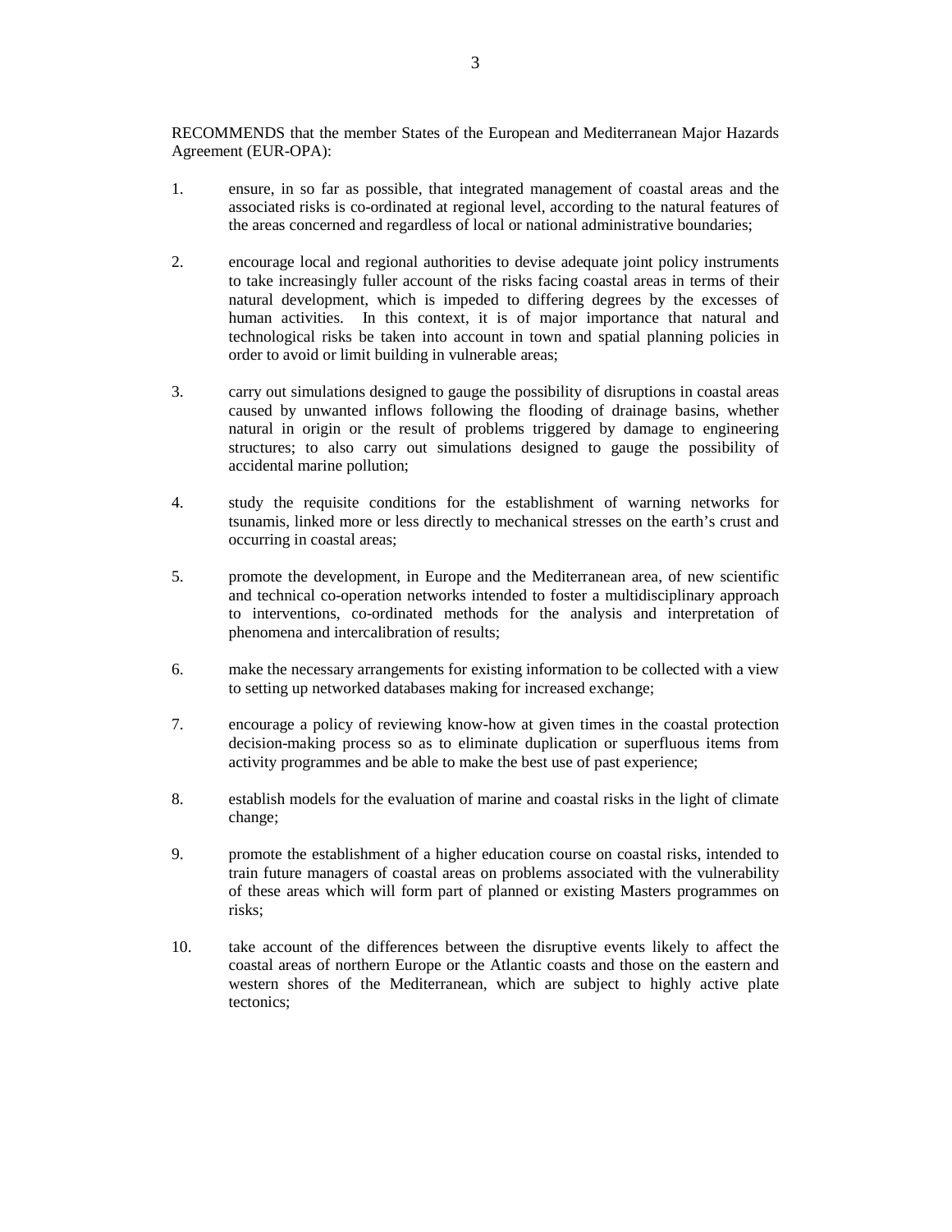RECOMMENDS that the member States of the European and Mediterranean Major Hazards Agreement (EUR-OPA):

1. ensure, in so far as possible, that integrated management of coastal areas and the associated risks is co-ordinated at regional level, according to the natural features of the areas concerned and regardless of local or national administrative boundaries;

2. encourage local and regional authorities to devise adequate joint policy instruments to take increasingly fuller account of the risks facing coastal areas in terms of their natural development, which is impeded to differing degrees by the excesses of human activities. In this context, it is of major importance that natural and technological risks be taken into account in town and spatial planning policies in order to avoid or limit building in vulnerable areas;

3. carry out simulations designed to gauge the possibility of disruptions in coastal areas caused by unwanted inflows following the flooding of drainage basins, whether natural in origin or the result of problems triggered by damage to engineering structures; to also carry out simulations designed to gauge the possibility of accidental marine pollution;

4. study the requisite conditions for the establishment of warning networks for tsunamis, linked more or less directly to mechanical stresses on the earth's crust and occurring in coastal areas;

5. promote the development, in Europe and the Mediterranean area, of new scientific and technical co-operation networks intended to foster a multidisciplinary approach to interventions, co-ordinated methods for the analysis and interpretation of phenomena and intercalibration of results;

6. make the necessary arrangements for existing information to be collected with a view to setting up networked databases making for increased exchange;

7. encourage a policy of reviewing know-how at given times in the coastal protection decision-making process so as to eliminate duplication or superfluous items from activity programmes and be able to make the best use of past experience;

8. establish models for the evaluation of marine and coastal risks in the light of climate change;

9. promote the establishment of a higher education course on coastal risks, intended to train future managers of coastal areas on problems associated with the vulnerability of these areas which will form part of planned or existing Masters programmes on risks;

10. take account of the differences between the disruptive events likely to affect the coastal areas of northern Europe or the Atlantic coasts and those on the eastern and western shores of the Mediterranean, which are subject to highly active plate tectonics;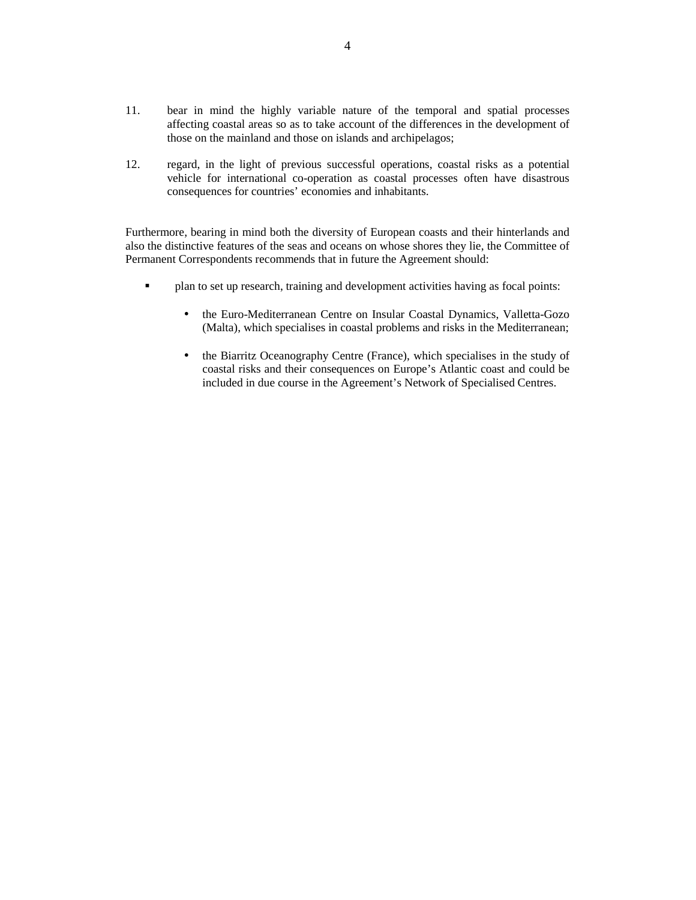11. bear in mind the highly variable nature of the temporal and spatial processes affecting coastal areas so as to take account of the differences in the development of those on the mainland and those on islands and archipelagos;

12. regard, in the light of previous successful operations, coastal risks as a potential vehicle for international co-operation as coastal processes often have disastrous consequences for countries' economies and inhabitants.

Furthermore, bearing in mind both the diversity of European coasts and their hinterlands and also the distinctive features of the seas and oceans on whose shores they lie, the Committee of Permanent Correspondents recommends that in future the Agreement should:

- plan to set up research, training and development activities having as focal points:

  - the Euro-Mediterranean Centre on Insular Coastal Dynamics, Valletta-Gozo (Malta), which specialises in coastal problems and risks in the Mediterranean;

  - the Biarritz Oceanography Centre (France), which specialises in the study of coastal risks and their consequences on Europe's Atlantic coast and could be included in due course in the Agreement's Network of Specialised Centres.